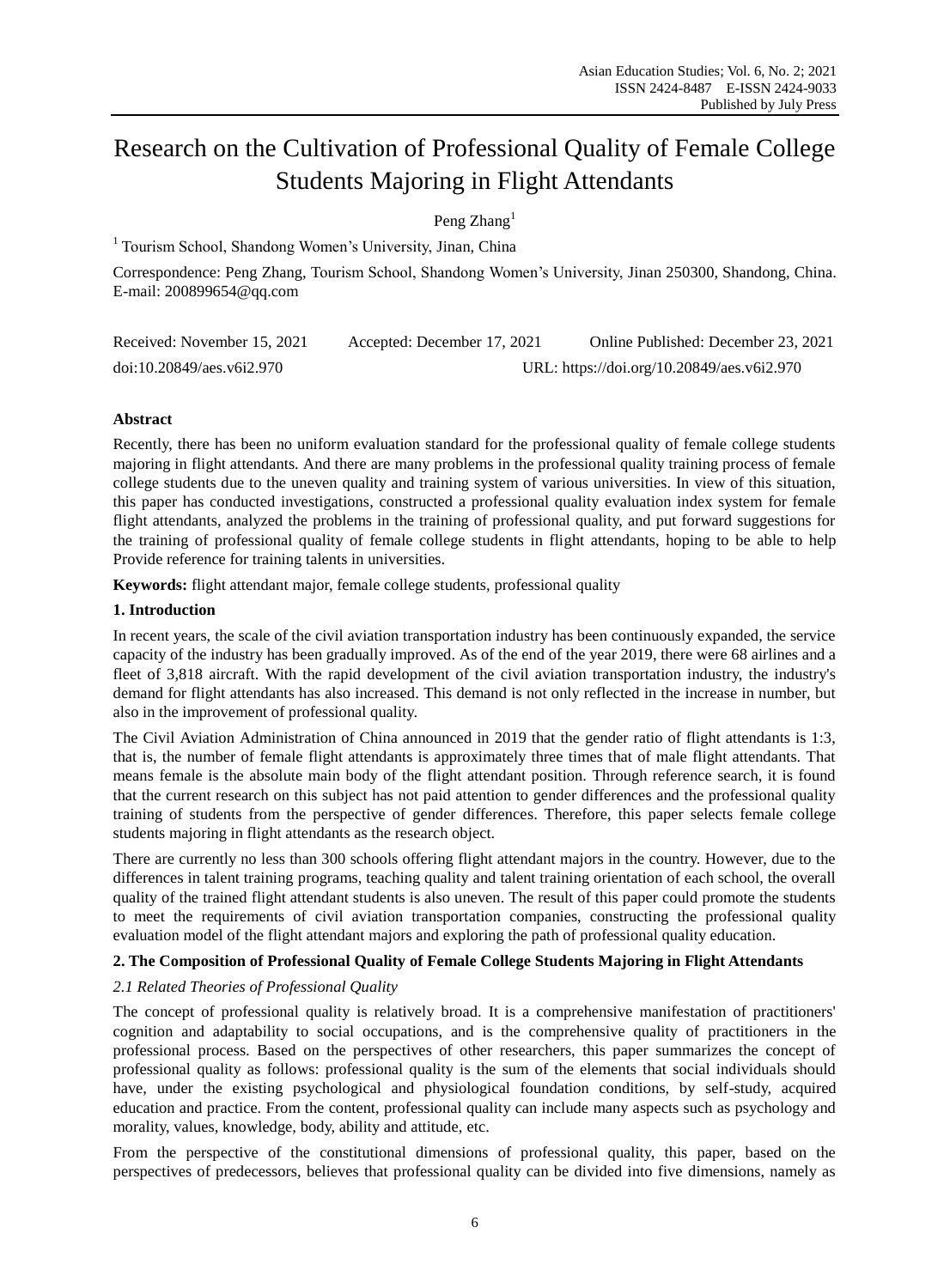# Research on the Cultivation of Professional Quality of Female College Students Majoring in Flight Attendants

Peng Zhang[1]

[1] Tourism School, Shandong Women's University, Jinan, China

Correspondence: Peng Zhang, Tourism School, Shandong Women's University, Jinan 250300, Shandong, China. E-mail: 200899654@qq.com

Received: November 15, 2021 Accepted: December 17, 2021 Online Published: December 23, 2021

doi:10.20849/aes.v6i2.970 URL: https://doi.org/10.20849/aes.v6i2.970

**Abstract**

Recently, there has been no uniform evaluation standard for the professional quality of female college students majoring in flight attendants. And there are many problems in the professional quality training process of female college students due to the uneven quality and training system of various universities. In view of this situation, this paper has conducted investigations, constructed a professional quality evaluation index system for female flight attendants, analyzed the problems in the training of professional quality, and put forward suggestions for the training of professional quality of female college students in flight attendants, hoping to be able to help Provide reference for training talents in universities.

**Keywords:** flight attendant major, female college students, professional quality

## 1. Introduction

In recent years, the scale of the civil aviation transportation industry has been continuously expanded, the service capacity of the industry has been gradually improved. As of the end of the year 2019, there were 68 airlines and a fleet of 3,818 aircraft. With the rapid development of the civil aviation transportation industry, the industry's demand for flight attendants has also increased. This demand is not only reflected in the increase in number, but also in the improvement of professional quality.

The Civil Aviation Administration of China announced in 2019 that the gender ratio of flight attendants is 1:3, that is, the number of female flight attendants is approximately three times that of male flight attendants. That means female is the absolute main body of the flight attendant position. Through reference search, it is found that the current research on this subject has not paid attention to gender differences and the professional quality training of students from the perspective of gender differences. Therefore, this paper selects female college students majoring in flight attendants as the research object.

There are currently no less than 300 schools offering flight attendant majors in the country. However, due to the differences in talent training programs, teaching quality and talent training orientation of each school, the overall quality of the trained flight attendant students is also uneven. The result of this paper could promote the students to meet the requirements of civil aviation transportation companies, constructing the professional quality evaluation model of the flight attendant majors and exploring the path of professional quality education.

## 2. The Composition of Professional Quality of Female College Students Majoring in Flight Attendants

### *2.1 Related Theories of Professional Quality*

The concept of professional quality is relatively broad. It is a comprehensive manifestation of practitioners' cognition and adaptability to social occupations, and is the comprehensive quality of practitioners in the professional process. Based on the perspectives of other researchers, this paper summarizes the concept of professional quality as follows: professional quality is the sum of the elements that social individuals should have, under the existing psychological and physiological foundation conditions, by self-study, acquired education and practice. From the content, professional quality can include many aspects such as psychology and morality, values, knowledge, body, ability and attitude, etc.

From the perspective of the constitutional dimensions of professional quality, this paper, based on the perspectives of predecessors, believes that professional quality can be divided into five dimensions, namely as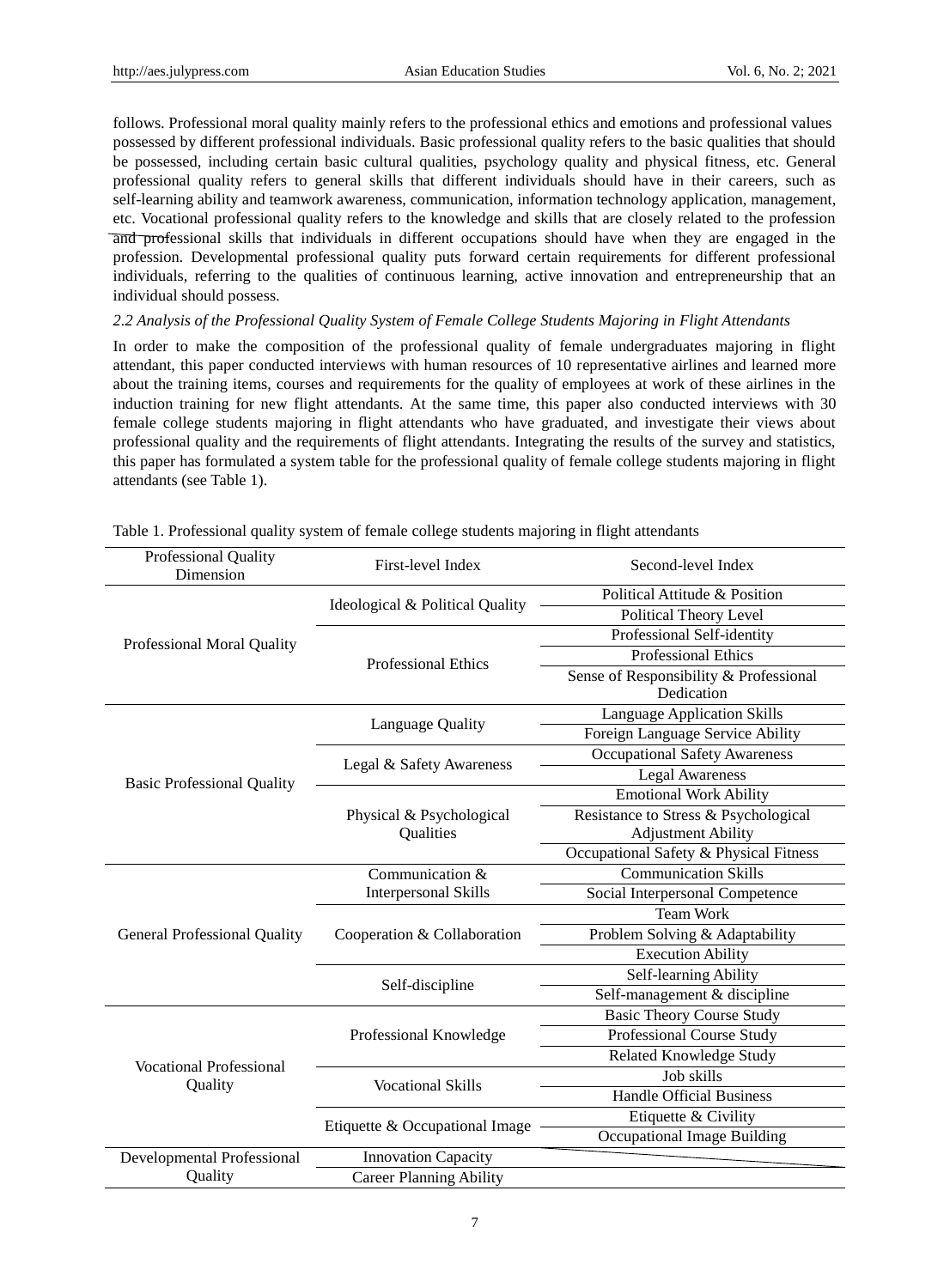follows. Professional moral quality mainly refers to the professional ethics and emotions and professional values possessed by different professional individuals. Basic professional quality refers to the basic qualities that should be possessed, including certain basic cultural qualities, psychology quality and physical fitness, etc. General professional quality refers to general skills that different individuals should have in their careers, such as self-learning ability and teamwork awareness, communication, information technology application, management, etc. Vocational professional quality refers to the knowledge and skills that are closely related to the profession and professional skills that individuals in different occupations should have when they are engaged in the profession. Developmental professional quality puts forward certain requirements for different professional individuals, referring to the qualities of continuous learning, active innovation and entrepreneurship that an individual should possess.

### *2.2 Analysis of the Professional Quality System of Female College Students Majoring in Flight Attendants*

In order to make the composition of the professional quality of female undergraduates majoring in flight attendant, this paper conducted interviews with human resources of 10 representative airlines and learned more about the training items, courses and requirements for the quality of employees at work of these airlines in the induction training for new flight attendants. At the same time, this paper also conducted interviews with 30 female college students majoring in flight attendants who have graduated, and investigate their views about professional quality and the requirements of flight attendants. Integrating the results of the survey and statistics, this paper has formulated a system table for the professional quality of female college students majoring in flight attendants (see Table 1).

Table 1. Professional quality system of female college students majoring in flight attendants

| Professional Quality Dimension | First-level Index | Second-level Index |
|---|---|---|
| Professional Moral Quality | Ideological & Political Quality | Political Attitude & Position |
| | | Political Theory Level |
| | Professional Ethics | Professional Self-identity |
| | | Professional Ethics |
| | | Sense of Responsibility & Professional Dedication |
| Basic Professional Quality | Language Quality | Language Application Skills |
| | | Foreign Language Service Ability |
| | Legal & Safety Awareness | Occupational Safety Awareness |
| | | Legal Awareness |
| | Physical & Psychological Qualities | Emotional Work Ability |
| | | Resistance to Stress & Psychological Adjustment Ability |
| | | Occupational Safety & Physical Fitness |
| General Professional Quality | Communication & Interpersonal Skills | Communication Skills |
| | | Social Interpersonal Competence |
| | Cooperation & Collaboration | Team Work |
| | | Problem Solving & Adaptability |
| | | Execution Ability |
| | Self-discipline | Self-learning Ability |
| | | Self-management & discipline |
| Vocational Professional Quality | Professional Knowledge | Basic Theory Course Study |
| | | Professional Course Study |
| | | Related Knowledge Study |
| | Vocational Skills | Job skills |
| | | Handle Official Business |
| | Etiquette & Occupational Image | Etiquette & Civility |
| | | Occupational Image Building |
| Developmental Professional Quality | Innovation Capacity | |
| | Career Planning Ability | |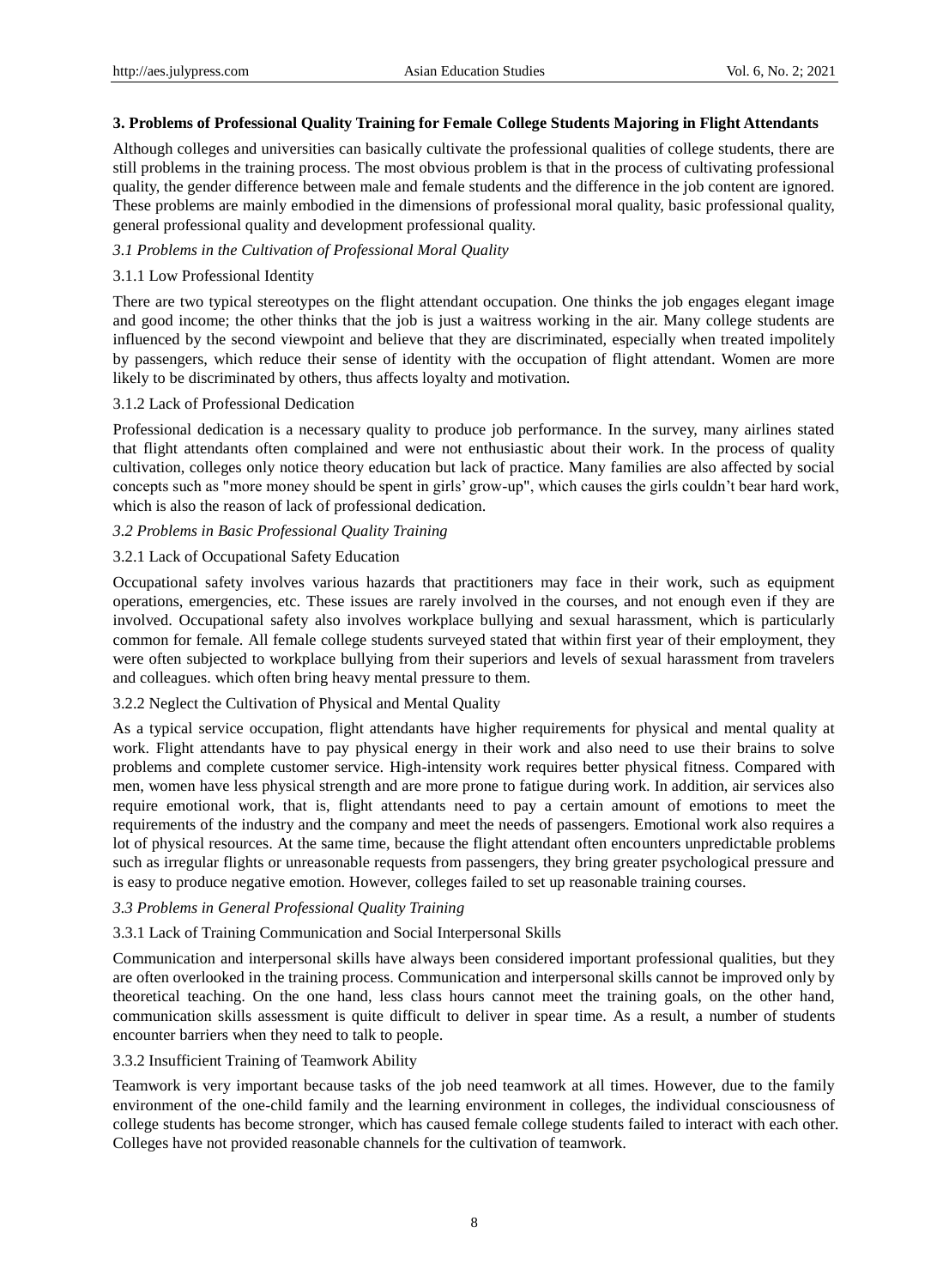### 3. Problems of Professional Quality Training for Female College Students Majoring in Flight Attendants

Although colleges and universities can basically cultivate the professional qualities of college students, there are still problems in the training process. The most obvious problem is that in the process of cultivating professional quality, the gender difference between male and female students and the difference in the job content are ignored. These problems are mainly embodied in the dimensions of professional moral quality, basic professional quality, general professional quality and development professional quality.

#### *3.1 Problems in the Cultivation of Professional Moral Quality*

##### 3.1.1 Low Professional Identity

There are two typical stereotypes on the flight attendant occupation. One thinks the job engages elegant image and good income; the other thinks that the job is just a waitress working in the air. Many college students are influenced by the second viewpoint and believe that they are discriminated, especially when treated impolitely by passengers, which reduce their sense of identity with the occupation of flight attendant. Women are more likely to be discriminated by others, thus affects loyalty and motivation.

##### 3.1.2 Lack of Professional Dedication

Professional dedication is a necessary quality to produce job performance. In the survey, many airlines stated that flight attendants often complained and were not enthusiastic about their work. In the process of quality cultivation, colleges only notice theory education but lack of practice. Many families are also affected by social concepts such as "more money should be spent in girls' grow-up", which causes the girls couldn't bear hard work, which is also the reason of lack of professional dedication.

#### *3.2 Problems in Basic Professional Quality Training*

##### 3.2.1 Lack of Occupational Safety Education

Occupational safety involves various hazards that practitioners may face in their work, such as equipment operations, emergencies, etc. These issues are rarely involved in the courses, and not enough even if they are involved. Occupational safety also involves workplace bullying and sexual harassment, which is particularly common for female. All female college students surveyed stated that within first year of their employment, they were often subjected to workplace bullying from their superiors and levels of sexual harassment from travelers and colleagues. which often bring heavy mental pressure to them.

##### 3.2.2 Neglect the Cultivation of Physical and Mental Quality

As a typical service occupation, flight attendants have higher requirements for physical and mental quality at work. Flight attendants have to pay physical energy in their work and also need to use their brains to solve problems and complete customer service. High-intensity work requires better physical fitness. Compared with men, women have less physical strength and are more prone to fatigue during work. In addition, air services also require emotional work, that is, flight attendants need to pay a certain amount of emotions to meet the requirements of the industry and the company and meet the needs of passengers. Emotional work also requires a lot of physical resources. At the same time, because the flight attendant often encounters unpredictable problems such as irregular flights or unreasonable requests from passengers, they bring greater psychological pressure and is easy to produce negative emotion. However, colleges failed to set up reasonable training courses.

#### *3.3 Problems in General Professional Quality Training*

##### 3.3.1 Lack of Training Communication and Social Interpersonal Skills

Communication and interpersonal skills have always been considered important professional qualities, but they are often overlooked in the training process. Communication and interpersonal skills cannot be improved only by theoretical teaching. On the one hand, less class hours cannot meet the training goals, on the other hand, communication skills assessment is quite difficult to deliver in spear time. As a result, a number of students encounter barriers when they need to talk to people.

##### 3.3.2 Insufficient Training of Teamwork Ability

Teamwork is very important because tasks of the job need teamwork at all times. However, due to the family environment of the one-child family and the learning environment in colleges, the individual consciousness of college students has become stronger, which has caused female college students failed to interact with each other. Colleges have not provided reasonable channels for the cultivation of teamwork.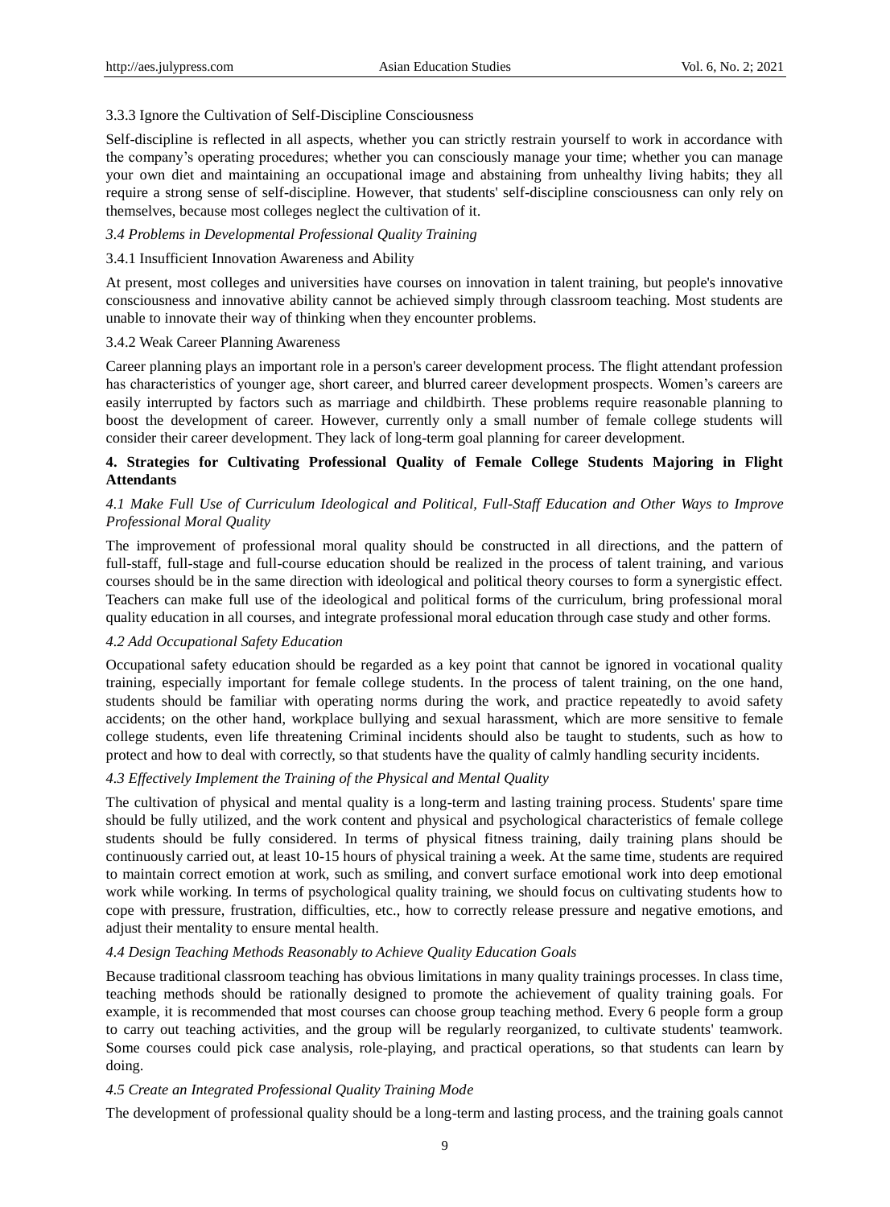#### 3.3.3 Ignore the Cultivation of Self-Discipline Consciousness

Self-discipline is reflected in all aspects, whether you can strictly restrain yourself to work in accordance with the company's operating procedures; whether you can consciously manage your time; whether you can manage your own diet and maintaining an occupational image and abstaining from unhealthy living habits; they all require a strong sense of self-discipline. However, that students' self-discipline consciousness can only rely on themselves, because most colleges neglect the cultivation of it.

### *3.4 Problems in Developmental Professional Quality Training*

#### 3.4.1 Insufficient Innovation Awareness and Ability

At present, most colleges and universities have courses on innovation in talent training, but people's innovative consciousness and innovative ability cannot be achieved simply through classroom teaching. Most students are unable to innovate their way of thinking when they encounter problems.

#### 3.4.2 Weak Career Planning Awareness

Career planning plays an important role in a person's career development process. The flight attendant profession has characteristics of younger age, short career, and blurred career development prospects. Women's careers are easily interrupted by factors such as marriage and childbirth. These problems require reasonable planning to boost the development of career. However, currently only a small number of female college students will consider their career development. They lack of long-term goal planning for career development.

## 4. Strategies for Cultivating Professional Quality of Female College Students Majoring in Flight Attendants

### *4.1 Make Full Use of Curriculum Ideological and Political, Full-Staff Education and Other Ways to Improve Professional Moral Quality*

The improvement of professional moral quality should be constructed in all directions, and the pattern of full-staff, full-stage and full-course education should be realized in the process of talent training, and various courses should be in the same direction with ideological and political theory courses to form a synergistic effect. Teachers can make full use of the ideological and political forms of the curriculum, bring professional moral quality education in all courses, and integrate professional moral education through case study and other forms.

### *4.2 Add Occupational Safety Education*

Occupational safety education should be regarded as a key point that cannot be ignored in vocational quality training, especially important for female college students. In the process of talent training, on the one hand, students should be familiar with operating norms during the work, and practice repeatedly to avoid safety accidents; on the other hand, workplace bullying and sexual harassment, which are more sensitive to female college students, even life threatening Criminal incidents should also be taught to students, such as how to protect and how to deal with correctly, so that students have the quality of calmly handling security incidents.

### *4.3 Effectively Implement the Training of the Physical and Mental Quality*

The cultivation of physical and mental quality is a long-term and lasting training process. Students' spare time should be fully utilized, and the work content and physical and psychological characteristics of female college students should be fully considered. In terms of physical fitness training, daily training plans should be continuously carried out, at least 10-15 hours of physical training a week. At the same time, students are required to maintain correct emotion at work, such as smiling, and convert surface emotional work into deep emotional work while working. In terms of psychological quality training, we should focus on cultivating students how to cope with pressure, frustration, difficulties, etc., how to correctly release pressure and negative emotions, and adjust their mentality to ensure mental health.

### *4.4 Design Teaching Methods Reasonably to Achieve Quality Education Goals*

Because traditional classroom teaching has obvious limitations in many quality trainings processes. In class time, teaching methods should be rationally designed to promote the achievement of quality training goals. For example, it is recommended that most courses can choose group teaching method. Every 6 people form a group to carry out teaching activities, and the group will be regularly reorganized, to cultivate students' teamwork. Some courses could pick case analysis, role-playing, and practical operations, so that students can learn by doing.

### *4.5 Create an Integrated Professional Quality Training Mode*

The development of professional quality should be a long-term and lasting process, and the training goals cannot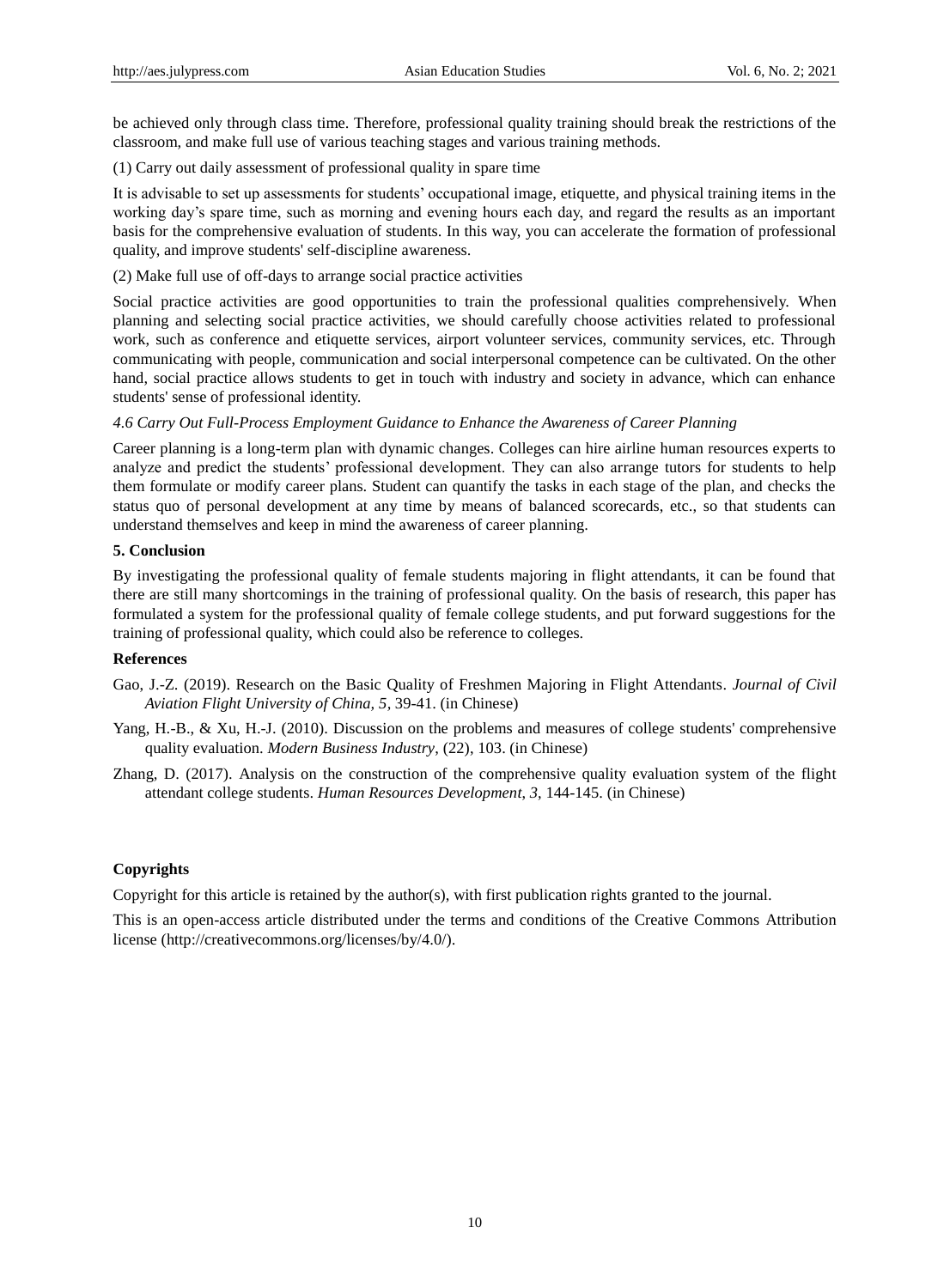be achieved only through class time. Therefore, professional quality training should break the restrictions of the classroom, and make full use of various teaching stages and various training methods.

(1) Carry out daily assessment of professional quality in spare time

It is advisable to set up assessments for students' occupational image, etiquette, and physical training items in the working day's spare time, such as morning and evening hours each day, and regard the results as an important basis for the comprehensive evaluation of students. In this way, you can accelerate the formation of professional quality, and improve students' self-discipline awareness.

(2) Make full use of off-days to arrange social practice activities

Social practice activities are good opportunities to train the professional qualities comprehensively. When planning and selecting social practice activities, we should carefully choose activities related to professional work, such as conference and etiquette services, airport volunteer services, community services, etc. Through communicating with people, communication and social interpersonal competence can be cultivated. On the other hand, social practice allows students to get in touch with industry and society in advance, which can enhance students' sense of professional identity.

### *4.6 Carry Out Full-Process Employment Guidance to Enhance the Awareness of Career Planning*

Career planning is a long-term plan with dynamic changes. Colleges can hire airline human resources experts to analyze and predict the students' professional development. They can also arrange tutors for students to help them formulate or modify career plans. Student can quantify the tasks in each stage of the plan, and checks the status quo of personal development at any time by means of balanced scorecards, etc., so that students can understand themselves and keep in mind the awareness of career planning.

## 5. Conclusion

By investigating the professional quality of female students majoring in flight attendants, it can be found that there are still many shortcomings in the training of professional quality. On the basis of research, this paper has formulated a system for the professional quality of female college students, and put forward suggestions for the training of professional quality, which could also be reference to colleges.

## References

Gao, J.-Z. (2019). Research on the Basic Quality of Freshmen Majoring in Flight Attendants. *Journal of Civil Aviation Flight University of China*, *5*, 39-41. (in Chinese)

Yang, H.-B., & Xu, H.-J. (2010). Discussion on the problems and measures of college students' comprehensive quality evaluation. *Modern Business Industry*, (22), 103. (in Chinese)

Zhang, D. (2017). Analysis on the construction of the comprehensive quality evaluation system of the flight attendant college students. *Human Resources Development*, *3*, 144-145. (in Chinese)

## Copyrights

Copyright for this article is retained by the author(s), with first publication rights granted to the journal.

This is an open-access article distributed under the terms and conditions of the Creative Commons Attribution license (http://creativecommons.org/licenses/by/4.0/).